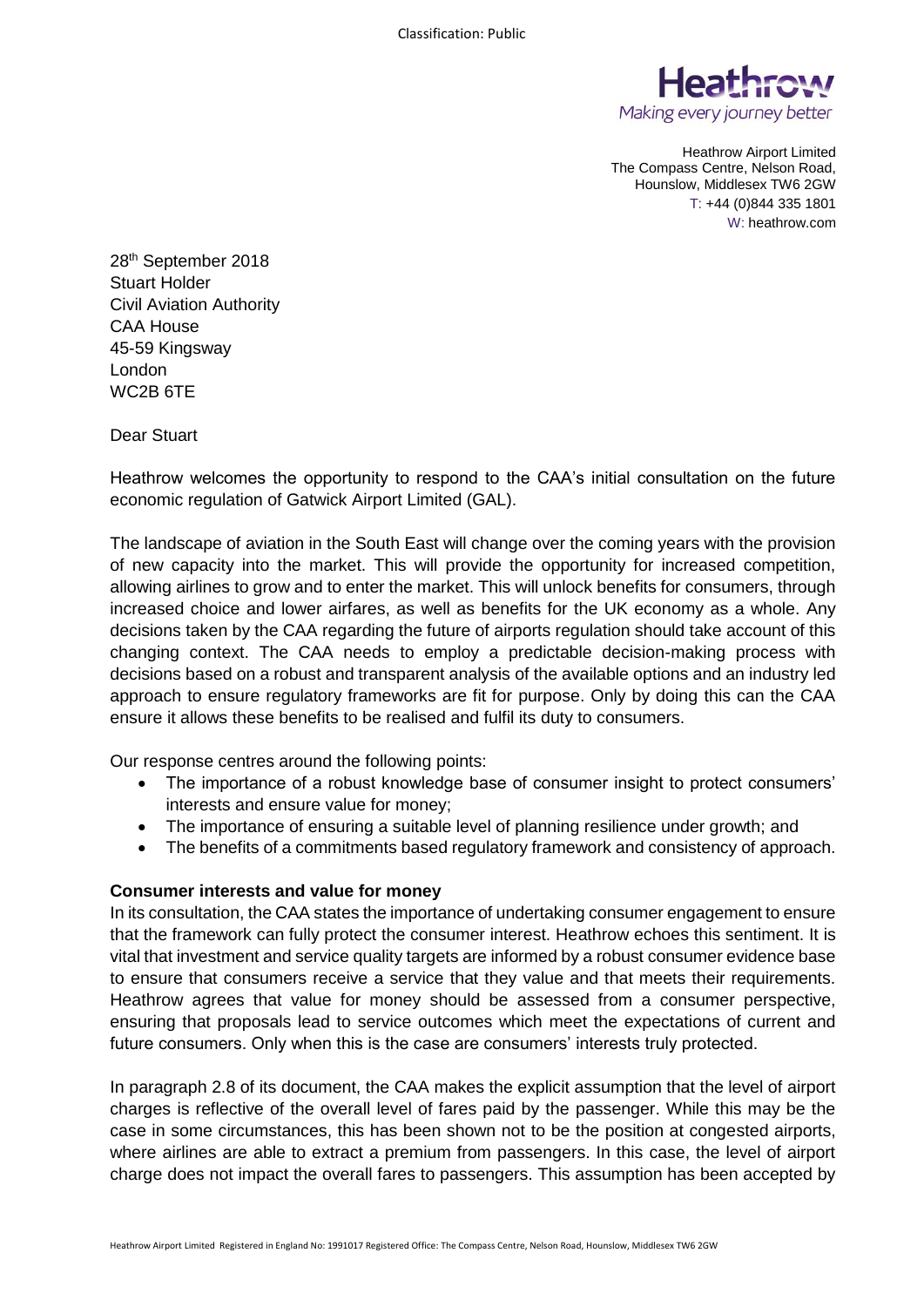Heathrow Airport Limited
The Compass Centre, Nelson Road,
Hounslow, Middlesex TW6 2GW
T: +44 (0)844 335 1801
W: heathrow.com

28th September 2018
Stuart Holder
Civil Aviation Authority
CAA House
45-59 Kingsway
London
WC2B 6TE

Dear Stuart

Heathrow welcomes the opportunity to respond to the CAA's initial consultation on the future economic regulation of Gatwick Airport Limited (GAL).

The landscape of aviation in the South East will change over the coming years with the provision of new capacity into the market. This will provide the opportunity for increased competition, allowing airlines to grow and to enter the market. This will unlock benefits for consumers, through increased choice and lower airfares, as well as benefits for the UK economy as a whole. Any decisions taken by the CAA regarding the future of airports regulation should take account of this changing context. The CAA needs to employ a predictable decision-making process with decisions based on a robust and transparent analysis of the available options and an industry led approach to ensure regulatory frameworks are fit for purpose. Only by doing this can the CAA ensure it allows these benefits to be realised and fulfil its duty to consumers.

Our response centres around the following points:

- The importance of a robust knowledge base of consumer insight to protect consumers' interests and ensure value for money;
- The importance of ensuring a suitable level of planning resilience under growth; and
- The benefits of a commitments based regulatory framework and consistency of approach.

**Consumer interests and value for money**

In its consultation, the CAA states the importance of undertaking consumer engagement to ensure that the framework can fully protect the consumer interest. Heathrow echoes this sentiment. It is vital that investment and service quality targets are informed by a robust consumer evidence base to ensure that consumers receive a service that they value and that meets their requirements. Heathrow agrees that value for money should be assessed from a consumer perspective, ensuring that proposals lead to service outcomes which meet the expectations of current and future consumers. Only when this is the case are consumers' interests truly protected.

In paragraph 2.8 of its document, the CAA makes the explicit assumption that the level of airport charges is reflective of the overall level of fares paid by the passenger. While this may be the case in some circumstances, this has been shown not to be the position at congested airports, where airlines are able to extract a premium from passengers. In this case, the level of airport charge does not impact the overall fares to passengers. This assumption has been accepted by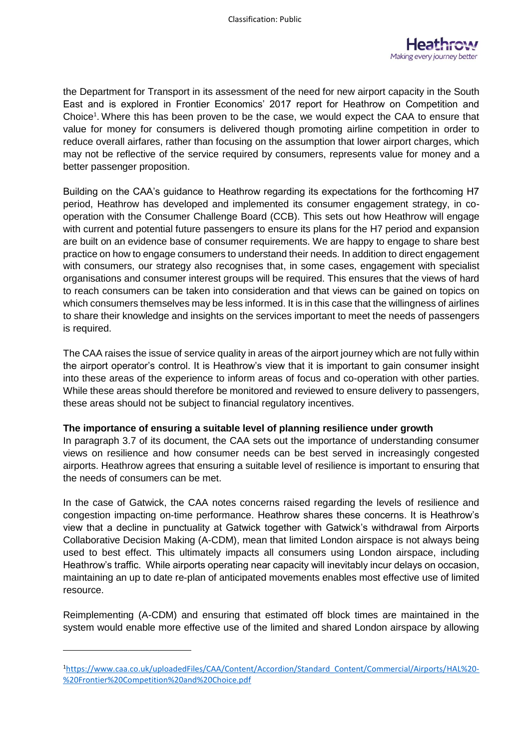the Department for Transport in its assessment of the need for new airport capacity in the South East and is explored in Frontier Economics' 2017 report for Heathrow on Competition and Choice[1]. Where this has been proven to be the case, we would expect the CAA to ensure that value for money for consumers is delivered though promoting airline competition in order to reduce overall airfares, rather than focusing on the assumption that lower airport charges, which may not be reflective of the service required by consumers, represents value for money and a better passenger proposition.

Building on the CAA's guidance to Heathrow regarding its expectations for the forthcoming H7 period, Heathrow has developed and implemented its consumer engagement strategy, in co-operation with the Consumer Challenge Board (CCB). This sets out how Heathrow will engage with current and potential future passengers to ensure its plans for the H7 period and expansion are built on an evidence base of consumer requirements. We are happy to engage to share best practice on how to engage consumers to understand their needs. In addition to direct engagement with consumers, our strategy also recognises that, in some cases, engagement with specialist organisations and consumer interest groups will be required. This ensures that the views of hard to reach consumers can be taken into consideration and that views can be gained on topics on which consumers themselves may be less informed. It is in this case that the willingness of airlines to share their knowledge and insights on the services important to meet the needs of passengers is required.

The CAA raises the issue of service quality in areas of the airport journey which are not fully within the airport operator's control. It is Heathrow's view that it is important to gain consumer insight into these areas of the experience to inform areas of focus and co-operation with other parties. While these areas should therefore be monitored and reviewed to ensure delivery to passengers, these areas should not be subject to financial regulatory incentives.

**The importance of ensuring a suitable level of planning resilience under growth**

In paragraph 3.7 of its document, the CAA sets out the importance of understanding consumer views on resilience and how consumer needs can be best served in increasingly congested airports. Heathrow agrees that ensuring a suitable level of resilience is important to ensuring that the needs of consumers can be met.

In the case of Gatwick, the CAA notes concerns raised regarding the levels of resilience and congestion impacting on-time performance. Heathrow shares these concerns. It is Heathrow's view that a decline in punctuality at Gatwick together with Gatwick's withdrawal from Airports Collaborative Decision Making (A-CDM), mean that limited London airspace is not always being used to best effect. This ultimately impacts all consumers using London airspace, including Heathrow's traffic. While airports operating near capacity will inevitably incur delays on occasion, maintaining an up to date re-plan of anticipated movements enables most effective use of limited resource.

Reimplementing (A-CDM) and ensuring that estimated off block times are maintained in the system would enable more effective use of the limited and shared London airspace by allowing

[1] https://www.caa.co.uk/uploadedFiles/CAA/Content/Accordion/Standard_Content/Commercial/Airports/HAL%20-%20Frontier%20Competition%20and%20Choice.pdf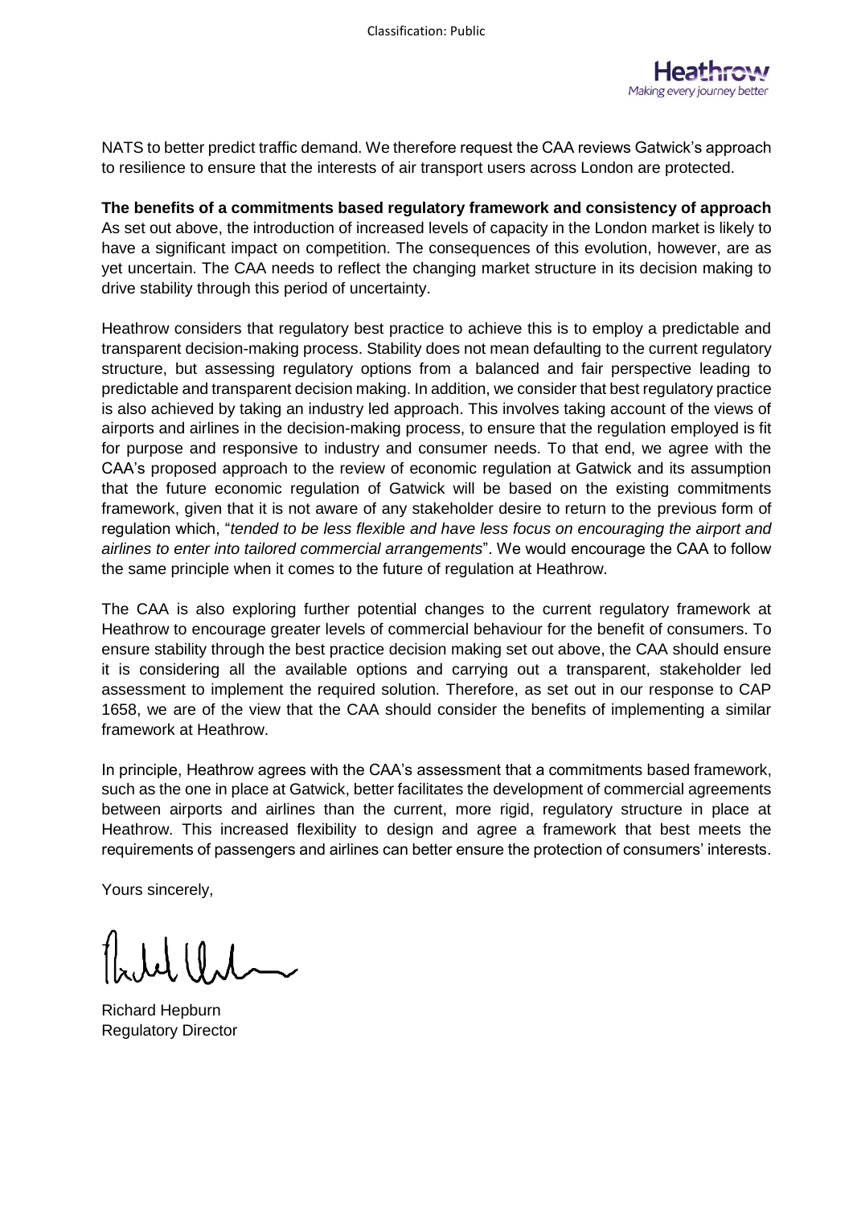NATS to better predict traffic demand. We therefore request the CAA reviews Gatwick's approach to resilience to ensure that the interests of air transport users across London are protected.

**The benefits of a commitments based regulatory framework and consistency of approach**

As set out above, the introduction of increased levels of capacity in the London market is likely to have a significant impact on competition. The consequences of this evolution, however, are as yet uncertain. The CAA needs to reflect the changing market structure in its decision making to drive stability through this period of uncertainty.

Heathrow considers that regulatory best practice to achieve this is to employ a predictable and transparent decision-making process. Stability does not mean defaulting to the current regulatory structure, but assessing regulatory options from a balanced and fair perspective leading to predictable and transparent decision making. In addition, we consider that best regulatory practice is also achieved by taking an industry led approach. This involves taking account of the views of airports and airlines in the decision-making process, to ensure that the regulation employed is fit for purpose and responsive to industry and consumer needs. To that end, we agree with the CAA's proposed approach to the review of economic regulation at Gatwick and its assumption that the future economic regulation of Gatwick will be based on the existing commitments framework, given that it is not aware of any stakeholder desire to return to the previous form of regulation which, "*tended to be less flexible and have less focus on encouraging the airport and airlines to enter into tailored commercial arrangements*". We would encourage the CAA to follow the same principle when it comes to the future of regulation at Heathrow.

The CAA is also exploring further potential changes to the current regulatory framework at Heathrow to encourage greater levels of commercial behaviour for the benefit of consumers. To ensure stability through the best practice decision making set out above, the CAA should ensure it is considering all the available options and carrying out a transparent, stakeholder led assessment to implement the required solution. Therefore, as set out in our response to CAP 1658, we are of the view that the CAA should consider the benefits of implementing a similar framework at Heathrow.

In principle, Heathrow agrees with the CAA's assessment that a commitments based framework, such as the one in place at Gatwick, better facilitates the development of commercial agreements between airports and airlines than the current, more rigid, regulatory structure in place at Heathrow. This increased flexibility to design and agree a framework that best meets the requirements of passengers and airlines can better ensure the protection of consumers' interests.

Yours sincerely,

Richard Hepburn
Regulatory Director